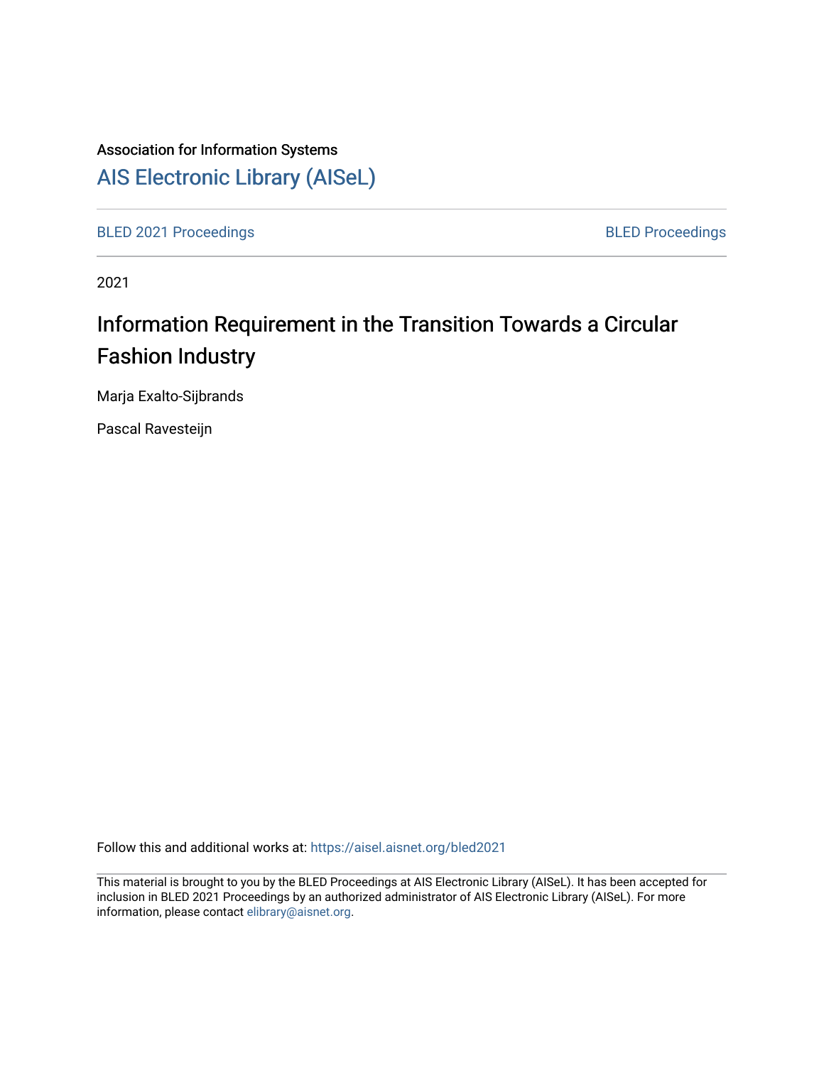Association for Information Systems

# AIS Electronic Library (AISeL)

BLED 2021 Proceedings

BLED Proceedings

2021

# Information Requirement in the Transition Towards a Circular Fashion Industry

Marja Exalto-Sijbrands

Pascal Ravesteijn

Follow this and additional works at: https://aisel.aisnet.org/bled2021

This material is brought to you by the BLED Proceedings at AIS Electronic Library (AISeL). It has been accepted for inclusion in BLED 2021 Proceedings by an authorized administrator of AIS Electronic Library (AISeL). For more information, please contact elibrary@aisnet.org.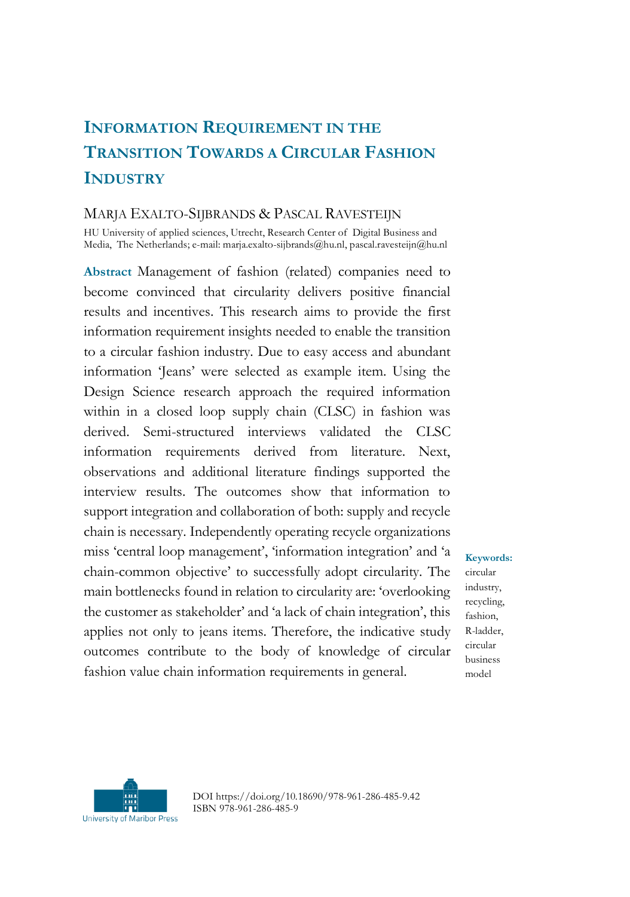# INFORMATION REQUIREMENT IN THE TRANSITION TOWARDS A CIRCULAR FASHION INDUSTRY

MARJA EXALTO-SIJBRANDS & PASCAL RAVESTEIJN

HU University of applied sciences, Utrecht, Research Center of Digital Business and Media, The Netherlands; e-mail: marja.exalto-sijbrands@hu.nl, pascal.ravesteijn@hu.nl

**Abstract** Management of fashion (related) companies need to become convinced that circularity delivers positive financial results and incentives. This research aims to provide the first information requirement insights needed to enable the transition to a circular fashion industry. Due to easy access and abundant information 'Jeans' were selected as example item. Using the Design Science research approach the required information within in a closed loop supply chain (CLSC) in fashion was derived. Semi-structured interviews validated the CLSC information requirements derived from literature. Next, observations and additional literature findings supported the interview results. The outcomes show that information to support integration and collaboration of both: supply and recycle chain is necessary. Independently operating recycle organizations miss 'central loop management', 'information integration' and 'a chain-common objective' to successfully adopt circularity. The main bottlenecks found in relation to circularity are: 'overlooking the customer as stakeholder' and 'a lack of chain integration', this applies not only to jeans items. Therefore, the indicative study outcomes contribute to the body of knowledge of circular fashion value chain information requirements in general.

**Keywords:** circular industry, recycling, fashion, R-ladder, circular business model

DOI https://doi.org/10.18690/978-961-286-485-9.42
ISBN 978-961-286-485-9

University of Maribor Press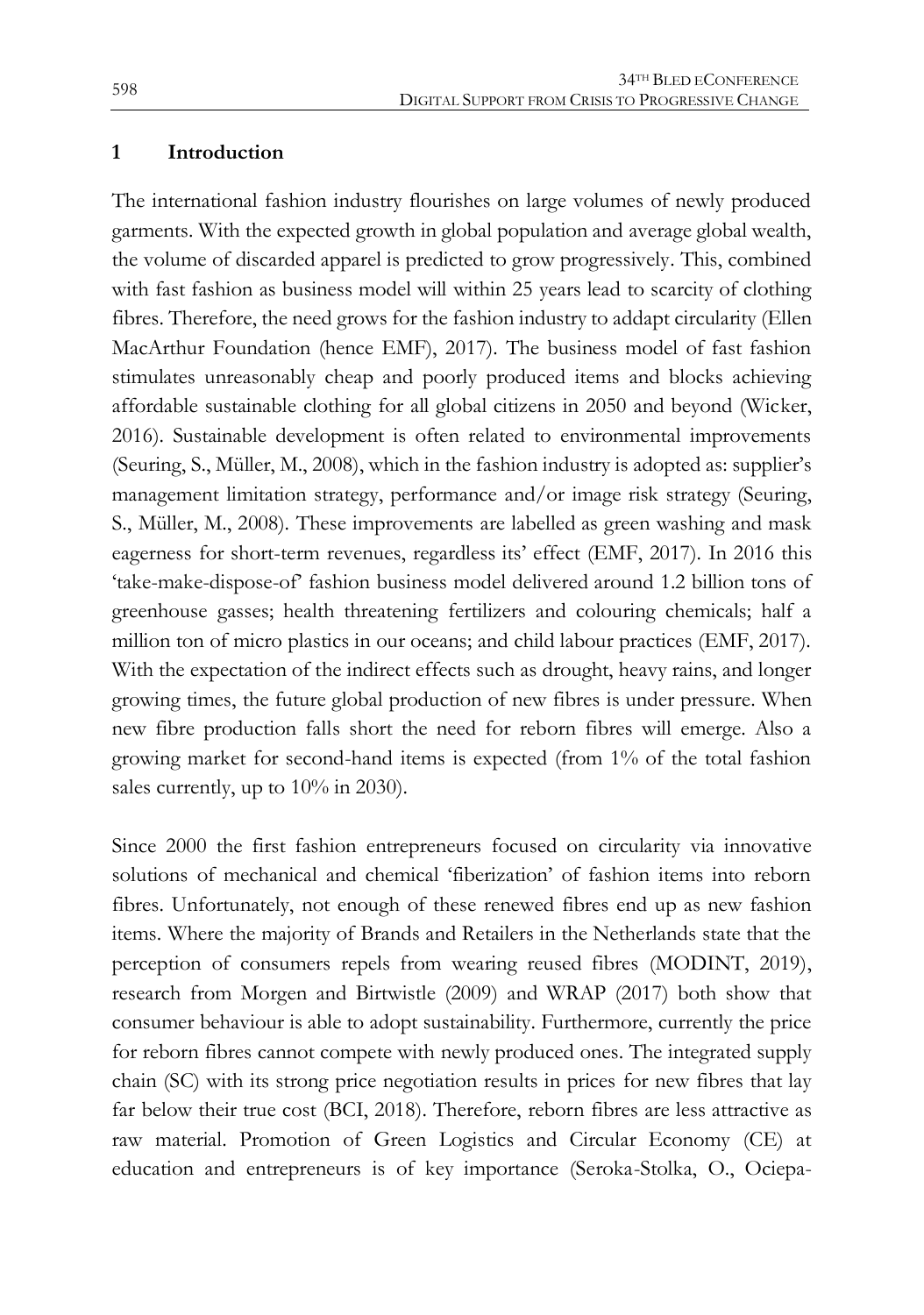## 1 Introduction

The international fashion industry flourishes on large volumes of newly produced garments. With the expected growth in global population and average global wealth, the volume of discarded apparel is predicted to grow progressively. This, combined with fast fashion as business model will within 25 years lead to scarcity of clothing fibres. Therefore, the need grows for the fashion industry to addapt circularity (Ellen MacArthur Foundation (hence EMF), 2017). The business model of fast fashion stimulates unreasonably cheap and poorly produced items and blocks achieving affordable sustainable clothing for all global citizens in 2050 and beyond (Wicker, 2016). Sustainable development is often related to environmental improvements (Seuring, S., Müller, M., 2008), which in the fashion industry is adopted as: supplier's management limitation strategy, performance and/or image risk strategy (Seuring, S., Müller, M., 2008). These improvements are labelled as green washing and mask eagerness for short-term revenues, regardless its' effect (EMF, 2017). In 2016 this 'take-make-dispose-of' fashion business model delivered around 1.2 billion tons of greenhouse gasses; health threatening fertilizers and colouring chemicals; half a million ton of micro plastics in our oceans; and child labour practices (EMF, 2017). With the expectation of the indirect effects such as drought, heavy rains, and longer growing times, the future global production of new fibres is under pressure. When new fibre production falls short the need for reborn fibres will emerge. Also a growing market for second-hand items is expected (from 1% of the total fashion sales currently, up to 10% in 2030).

Since 2000 the first fashion entrepreneurs focused on circularity via innovative solutions of mechanical and chemical 'fiberization' of fashion items into reborn fibres. Unfortunately, not enough of these renewed fibres end up as new fashion items. Where the majority of Brands and Retailers in the Netherlands state that the perception of consumers repels from wearing reused fibres (MODINT, 2019), research from Morgen and Birtwistle (2009) and WRAP (2017) both show that consumer behaviour is able to adopt sustainability. Furthermore, currently the price for reborn fibres cannot compete with newly produced ones. The integrated supply chain (SC) with its strong price negotiation results in prices for new fibres that lay far below their true cost (BCI, 2018). Therefore, reborn fibres are less attractive as raw material. Promotion of Green Logistics and Circular Economy (CE) at education and entrepreneurs is of key importance (Seroka-Stolka, O., Ociepa-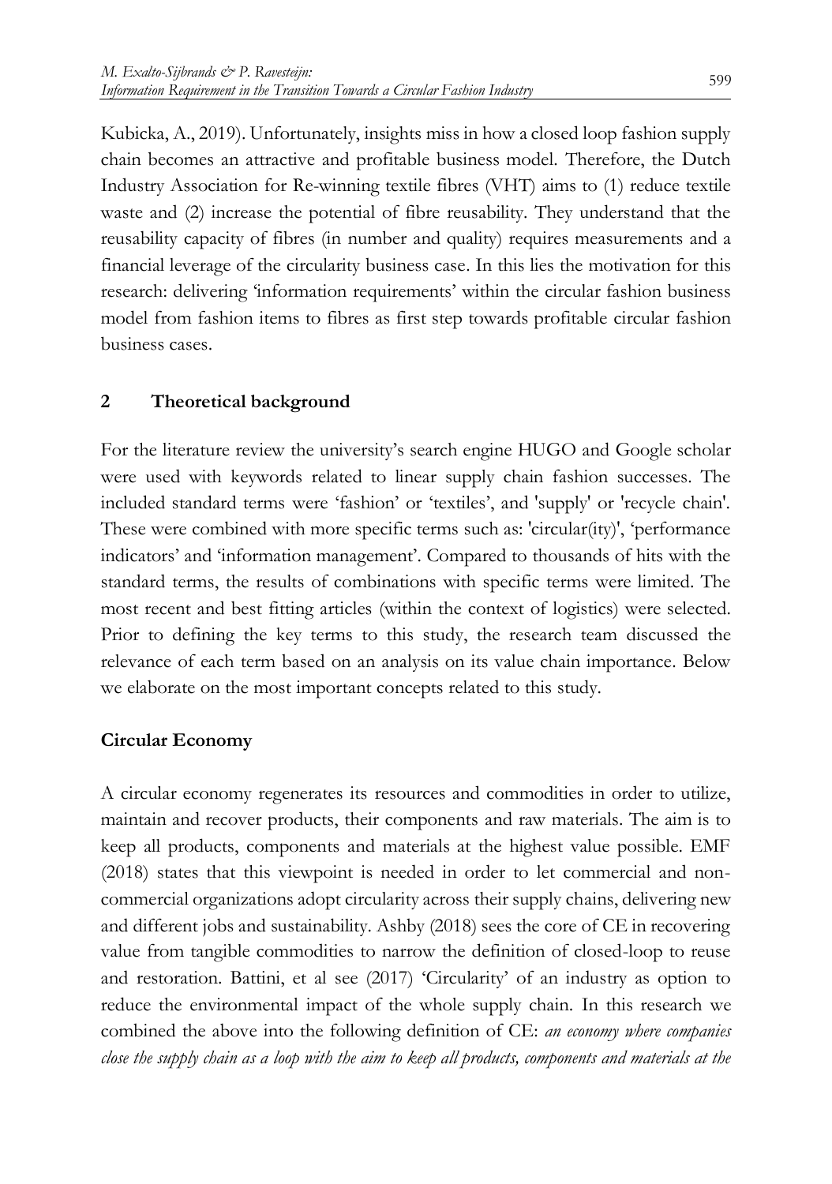Kubicka, A., 2019). Unfortunately, insights miss in how a closed loop fashion supply chain becomes an attractive and profitable business model. Therefore, the Dutch Industry Association for Re-winning textile fibres (VHT) aims to (1) reduce textile waste and (2) increase the potential of fibre reusability. They understand that the reusability capacity of fibres (in number and quality) requires measurements and a financial leverage of the circularity business case. In this lies the motivation for this research: delivering 'information requirements' within the circular fashion business model from fashion items to fibres as first step towards profitable circular fashion business cases.

## 2 Theoretical background

For the literature review the university's search engine HUGO and Google scholar were used with keywords related to linear supply chain fashion successes. The included standard terms were 'fashion' or 'textiles', and 'supply' or 'recycle chain'. These were combined with more specific terms such as: 'circular(ity)', 'performance indicators' and 'information management'. Compared to thousands of hits with the standard terms, the results of combinations with specific terms were limited. The most recent and best fitting articles (within the context of logistics) were selected. Prior to defining the key terms to this study, the research team discussed the relevance of each term based on an analysis on its value chain importance. Below we elaborate on the most important concepts related to this study.

### Circular Economy

A circular economy regenerates its resources and commodities in order to utilize, maintain and recover products, their components and raw materials. The aim is to keep all products, components and materials at the highest value possible. EMF (2018) states that this viewpoint is needed in order to let commercial and non-commercial organizations adopt circularity across their supply chains, delivering new and different jobs and sustainability. Ashby (2018) sees the core of CE in recovering value from tangible commodities to narrow the definition of closed-loop to reuse and restoration. Battini, et al see (2017) 'Circularity' of an industry as option to reduce the environmental impact of the whole supply chain. In this research we combined the above into the following definition of CE: *an economy where companies close the supply chain as a loop with the aim to keep all products, components and materials at the*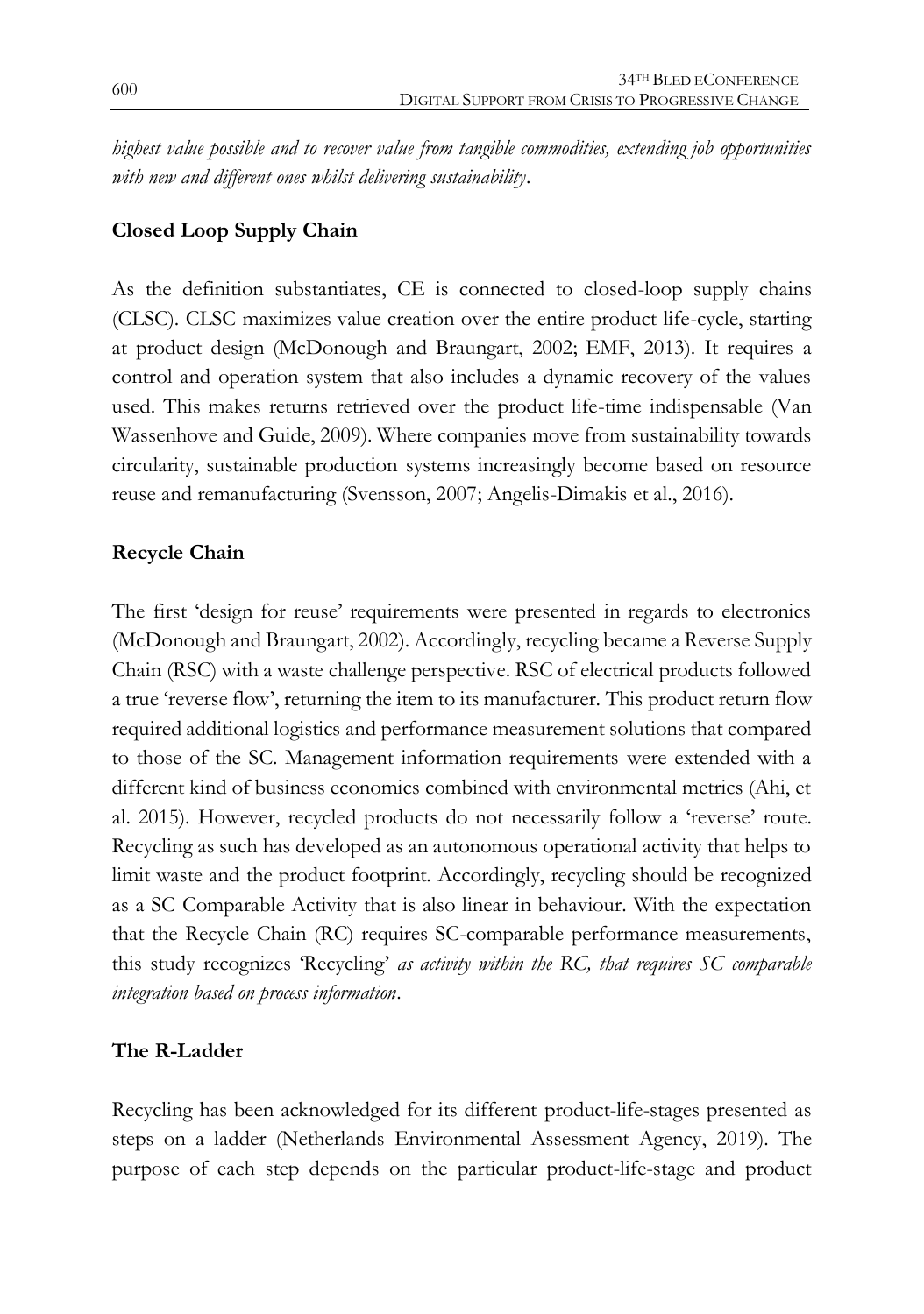*highest value possible and to recover value from tangible commodities, extending job opportunities with new and different ones whilst delivering sustainability*.

## Closed Loop Supply Chain

As the definition substantiates, CE is connected to closed-loop supply chains (CLSC). CLSC maximizes value creation over the entire product life-cycle, starting at product design (McDonough and Braungart, 2002; EMF, 2013). It requires a control and operation system that also includes a dynamic recovery of the values used. This makes returns retrieved over the product life-time indispensable (Van Wassenhove and Guide, 2009). Where companies move from sustainability towards circularity, sustainable production systems increasingly become based on resource reuse and remanufacturing (Svensson, 2007; Angelis-Dimakis et al., 2016).

## Recycle Chain

The first 'design for reuse' requirements were presented in regards to electronics (McDonough and Braungart, 2002). Accordingly, recycling became a Reverse Supply Chain (RSC) with a waste challenge perspective. RSC of electrical products followed a true 'reverse flow', returning the item to its manufacturer. This product return flow required additional logistics and performance measurement solutions that compared to those of the SC. Management information requirements were extended with a different kind of business economics combined with environmental metrics (Ahi, et al. 2015). However, recycled products do not necessarily follow a 'reverse' route. Recycling as such has developed as an autonomous operational activity that helps to limit waste and the product footprint. Accordingly, recycling should be recognized as a SC Comparable Activity that is also linear in behaviour. With the expectation that the Recycle Chain (RC) requires SC-comparable performance measurements, this study recognizes 'Recycling' *as activity within the RC, that requires SC comparable integration based on process information*.

## The R-Ladder

Recycling has been acknowledged for its different product-life-stages presented as steps on a ladder (Netherlands Environmental Assessment Agency, 2019). The purpose of each step depends on the particular product-life-stage and product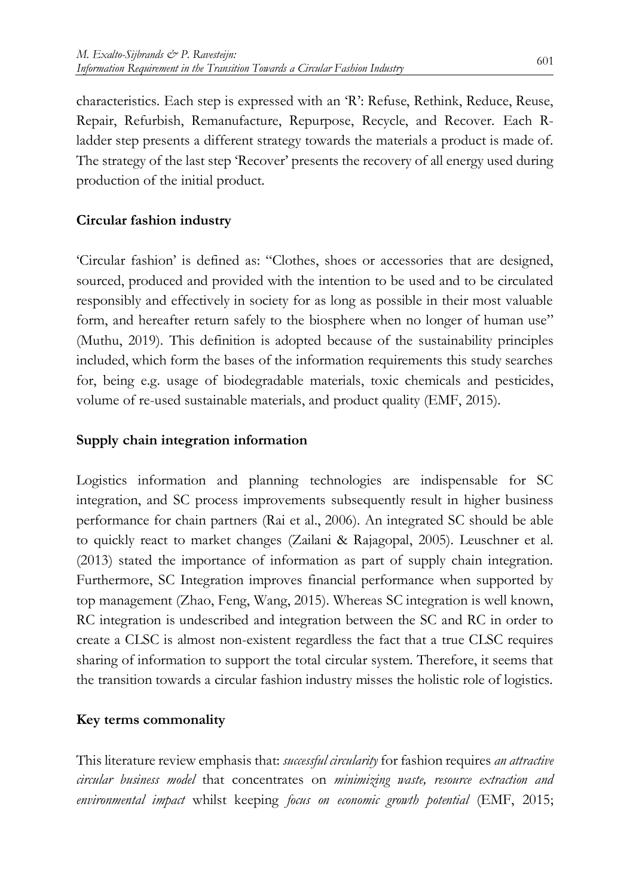characteristics. Each step is expressed with an 'R': Refuse, Rethink, Reduce, Reuse, Repair, Refurbish, Remanufacture, Repurpose, Recycle, and Recover. Each R-ladder step presents a different strategy towards the materials a product is made of. The strategy of the last step 'Recover' presents the recovery of all energy used during production of the initial product.

### Circular fashion industry

'Circular fashion' is defined as: "Clothes, shoes or accessories that are designed, sourced, produced and provided with the intention to be used and to be circulated responsibly and effectively in society for as long as possible in their most valuable form, and hereafter return safely to the biosphere when no longer of human use" (Muthu, 2019). This definition is adopted because of the sustainability principles included, which form the bases of the information requirements this study searches for, being e.g. usage of biodegradable materials, toxic chemicals and pesticides, volume of re-used sustainable materials, and product quality (EMF, 2015).

### Supply chain integration information

Logistics information and planning technologies are indispensable for SC integration, and SC process improvements subsequently result in higher business performance for chain partners (Rai et al., 2006). An integrated SC should be able to quickly react to market changes (Zailani & Rajagopal, 2005). Leuschner et al. (2013) stated the importance of information as part of supply chain integration. Furthermore, SC Integration improves financial performance when supported by top management (Zhao, Feng, Wang, 2015). Whereas SC integration is well known, RC integration is undescribed and integration between the SC and RC in order to create a CLSC is almost non-existent regardless the fact that a true CLSC requires sharing of information to support the total circular system. Therefore, it seems that the transition towards a circular fashion industry misses the holistic role of logistics.

### Key terms commonality

This literature review emphasis that: *successful circularity* for fashion requires *an attractive circular business model* that concentrates on *minimizing waste, resource extraction and environmental impact* whilst keeping *focus on economic growth potential* (EMF, 2015;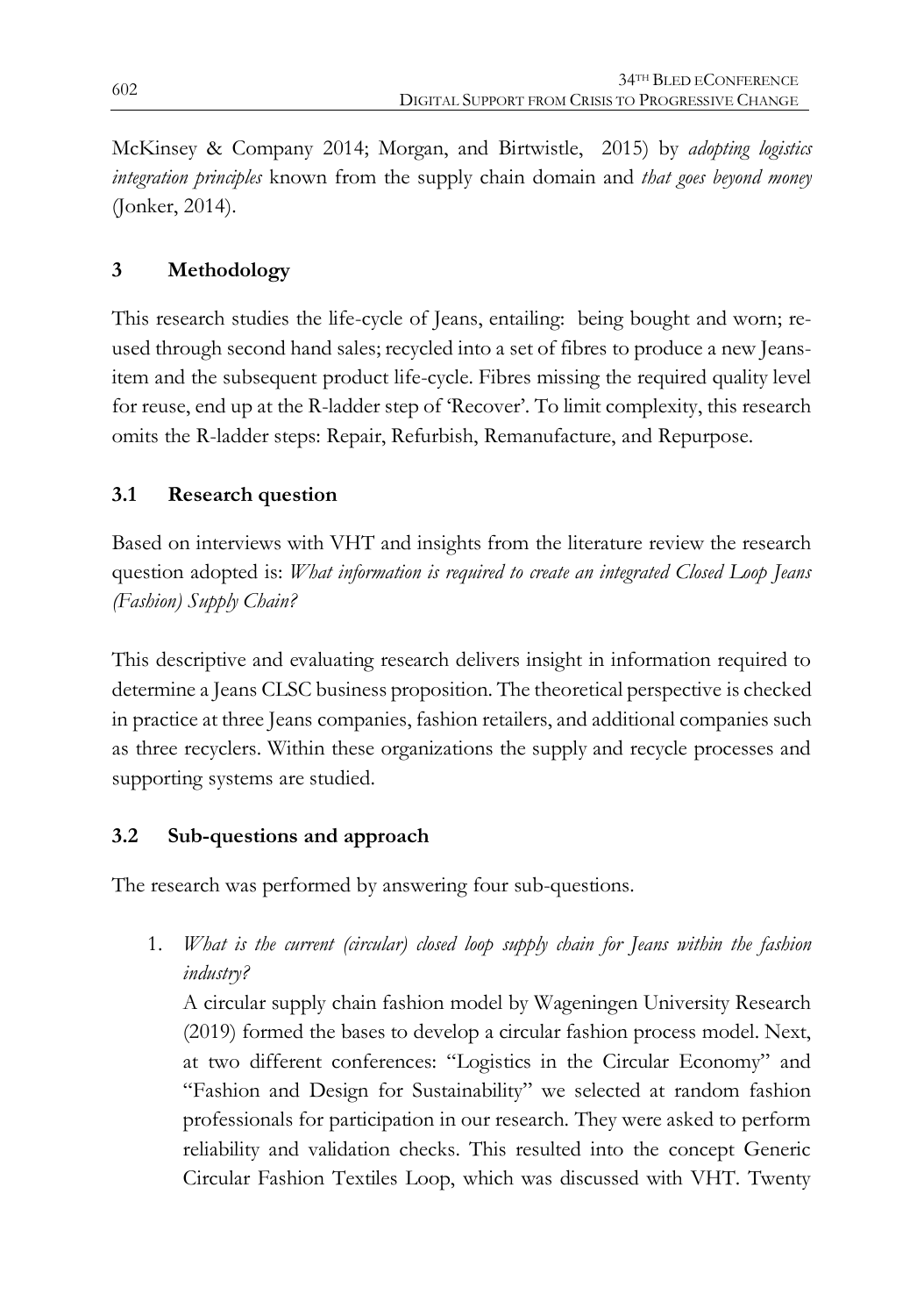McKinsey & Company 2014; Morgan, and Birtwistle, 2015) by *adopting logistics integration principles* known from the supply chain domain and *that goes beyond money* (Jonker, 2014).

## 3 Methodology

This research studies the life-cycle of Jeans, entailing: being bought and worn; re-used through second hand sales; recycled into a set of fibres to produce a new Jeans-item and the subsequent product life-cycle. Fibres missing the required quality level for reuse, end up at the R-ladder step of 'Recover'. To limit complexity, this research omits the R-ladder steps: Repair, Refurbish, Remanufacture, and Repurpose.

### 3.1 Research question

Based on interviews with VHT and insights from the literature review the research question adopted is: *What information is required to create an integrated Closed Loop Jeans (Fashion) Supply Chain?*

This descriptive and evaluating research delivers insight in information required to determine a Jeans CLSC business proposition. The theoretical perspective is checked in practice at three Jeans companies, fashion retailers, and additional companies such as three recyclers. Within these organizations the supply and recycle processes and supporting systems are studied.

### 3.2 Sub-questions and approach

The research was performed by answering four sub-questions.

1. *What is the current (circular) closed loop supply chain for Jeans within the fashion industry?*
   A circular supply chain fashion model by Wageningen University Research (2019) formed the bases to develop a circular fashion process model. Next, at two different conferences: "Logistics in the Circular Economy" and "Fashion and Design for Sustainability" we selected at random fashion professionals for participation in our research. They were asked to perform reliability and validation checks. This resulted into the concept Generic Circular Fashion Textiles Loop, which was discussed with VHT. Twenty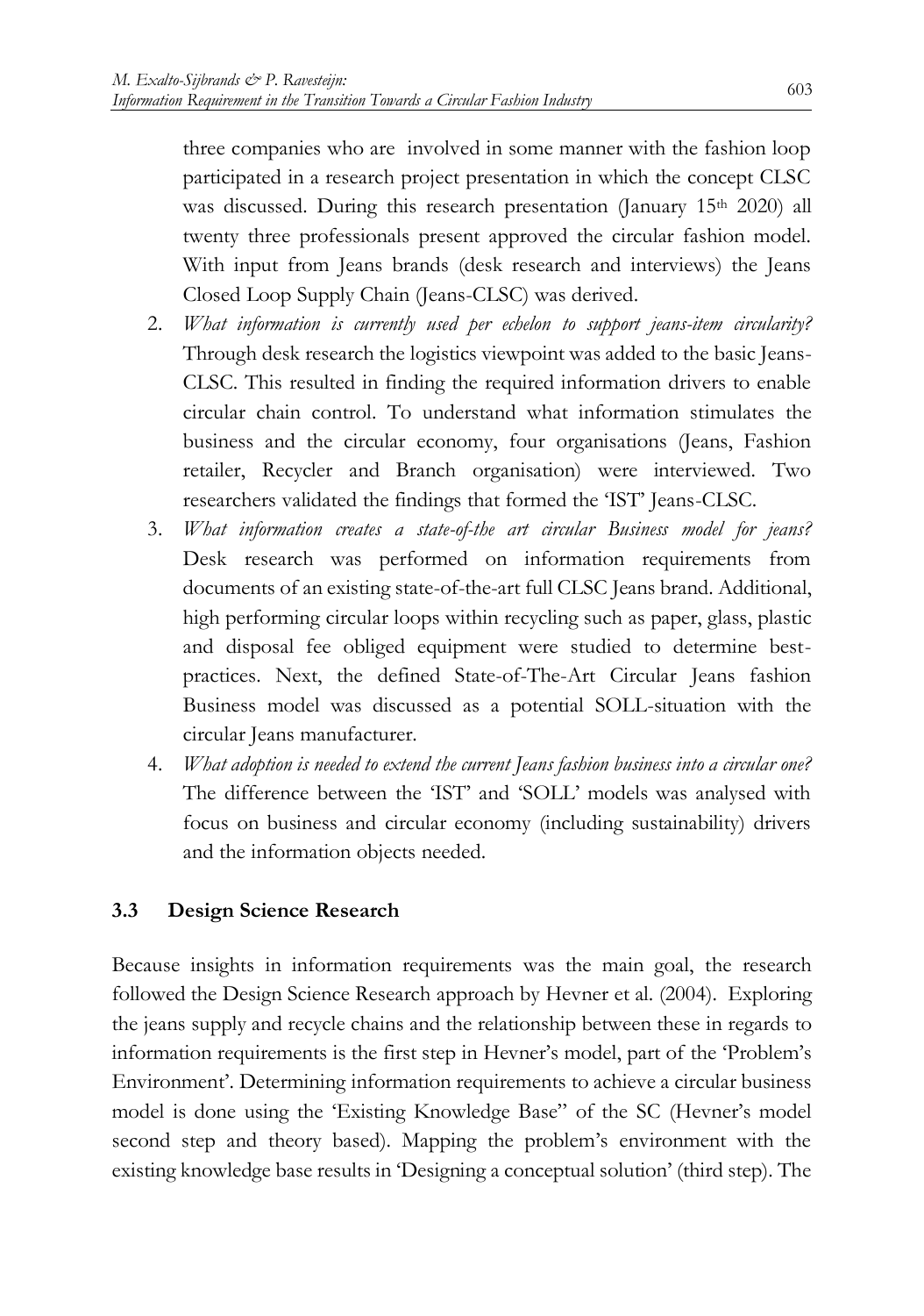three companies who are involved in some manner with the fashion loop participated in a research project presentation in which the concept CLSC was discussed. During this research presentation (January 15th 2020) all twenty three professionals present approved the circular fashion model. With input from Jeans brands (desk research and interviews) the Jeans Closed Loop Supply Chain (Jeans-CLSC) was derived.

2. *What information is currently used per echelon to support jeans-item circularity?* Through desk research the logistics viewpoint was added to the basic Jeans-CLSC. This resulted in finding the required information drivers to enable circular chain control. To understand what information stimulates the business and the circular economy, four organisations (Jeans, Fashion retailer, Recycler and Branch organisation) were interviewed. Two researchers validated the findings that formed the 'IST' Jeans-CLSC.
3. *What information creates a state-of-the art circular Business model for jeans?* Desk research was performed on information requirements from documents of an existing state-of-the-art full CLSC Jeans brand. Additional, high performing circular loops within recycling such as paper, glass, plastic and disposal fee obliged equipment were studied to determine best-practices. Next, the defined State-of-The-Art Circular Jeans fashion Business model was discussed as a potential SOLL-situation with the circular Jeans manufacturer.
4. *What adoption is needed to extend the current Jeans fashion business into a circular one?* The difference between the 'IST' and 'SOLL' models was analysed with focus on business and circular economy (including sustainability) drivers and the information objects needed.

### 3.3 Design Science Research

Because insights in information requirements was the main goal, the research followed the Design Science Research approach by Hevner et al. (2004). Exploring the jeans supply and recycle chains and the relationship between these in regards to information requirements is the first step in Hevner's model, part of the 'Problem's Environment'. Determining information requirements to achieve a circular business model is done using the 'Existing Knowledge Base" of the SC (Hevner's model second step and theory based). Mapping the problem's environment with the existing knowledge base results in 'Designing a conceptual solution' (third step). The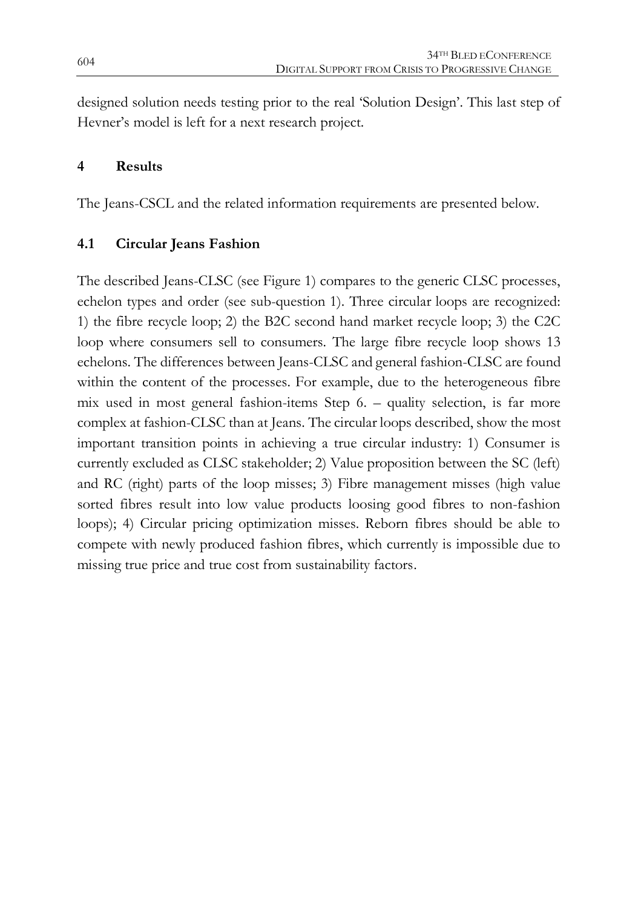designed solution needs testing prior to the real 'Solution Design'. This last step of Hevner's model is left for a next research project.

## 4 Results

The Jeans-CSCL and the related information requirements are presented below.

### 4.1 Circular Jeans Fashion

The described Jeans-CLSC (see Figure 1) compares to the generic CLSC processes, echelon types and order (see sub-question 1). Three circular loops are recognized: 1) the fibre recycle loop; 2) the B2C second hand market recycle loop; 3) the C2C loop where consumers sell to consumers. The large fibre recycle loop shows 13 echelons. The differences between Jeans-CLSC and general fashion-CLSC are found within the content of the processes. For example, due to the heterogeneous fibre mix used in most general fashion-items Step 6. – quality selection, is far more complex at fashion-CLSC than at Jeans. The circular loops described, show the most important transition points in achieving a true circular industry: 1) Consumer is currently excluded as CLSC stakeholder; 2) Value proposition between the SC (left) and RC (right) parts of the loop misses; 3) Fibre management misses (high value sorted fibres result into low value products loosing good fibres to non-fashion loops); 4) Circular pricing optimization misses. Reborn fibres should be able to compete with newly produced fashion fibres, which currently is impossible due to missing true price and true cost from sustainability factors.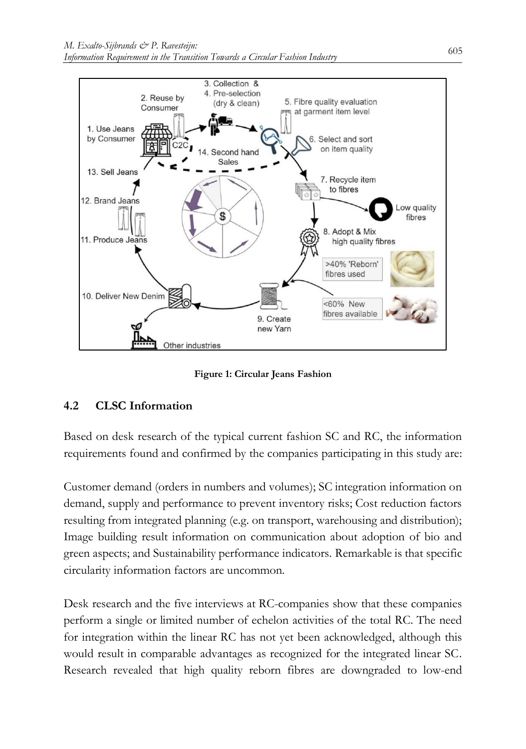Figure 1: Circular Jeans Fashion

## 4.2 CLSC Information

Based on desk research of the typical current fashion SC and RC, the information requirements found and confirmed by the companies participating in this study are:

Customer demand (orders in numbers and volumes); SC integration information on demand, supply and performance to prevent inventory risks; Cost reduction factors resulting from integrated planning (e.g. on transport, warehousing and distribution); Image building result information on communication about adoption of bio and green aspects; and Sustainability performance indicators. Remarkable is that specific circularity information factors are uncommon.

Desk research and the five interviews at RC-companies show that these companies perform a single or limited number of echelon activities of the total RC. The need for integration within the linear RC has not yet been acknowledged, although this would result in comparable advantages as recognized for the integrated linear SC. Research revealed that high quality reborn fibres are downgraded to low-end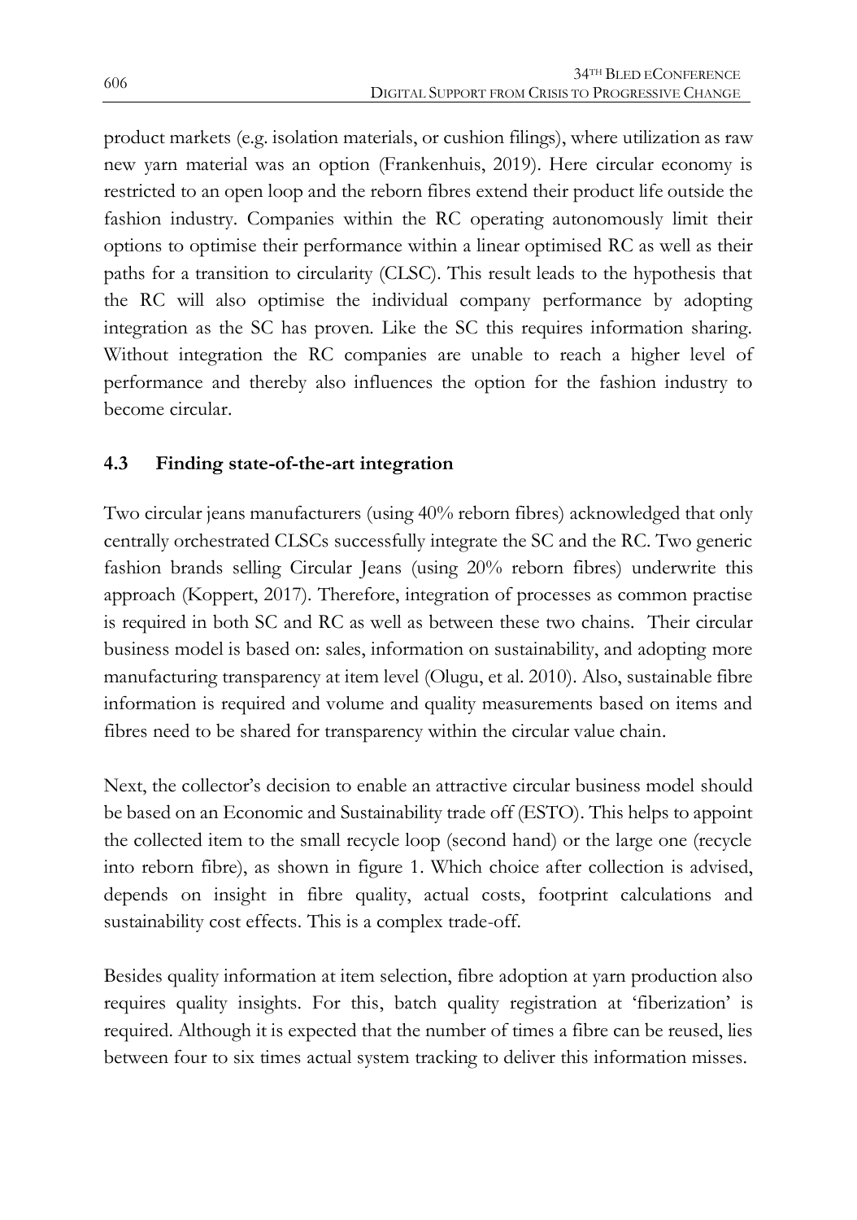product markets (e.g. isolation materials, or cushion filings), where utilization as raw new yarn material was an option (Frankenhuis, 2019). Here circular economy is restricted to an open loop and the reborn fibres extend their product life outside the fashion industry. Companies within the RC operating autonomously limit their options to optimise their performance within a linear optimised RC as well as their paths for a transition to circularity (CLSC). This result leads to the hypothesis that the RC will also optimise the individual company performance by adopting integration as the SC has proven. Like the SC this requires information sharing. Without integration the RC companies are unable to reach a higher level of performance and thereby also influences the option for the fashion industry to become circular.

### 4.3 Finding state-of-the-art integration

Two circular jeans manufacturers (using 40% reborn fibres) acknowledged that only centrally orchestrated CLSCs successfully integrate the SC and the RC. Two generic fashion brands selling Circular Jeans (using 20% reborn fibres) underwrite this approach (Koppert, 2017). Therefore, integration of processes as common practise is required in both SC and RC as well as between these two chains. Their circular business model is based on: sales, information on sustainability, and adopting more manufacturing transparency at item level (Olugu, et al. 2010). Also, sustainable fibre information is required and volume and quality measurements based on items and fibres need to be shared for transparency within the circular value chain.

Next, the collector's decision to enable an attractive circular business model should be based on an Economic and Sustainability trade off (ESTO). This helps to appoint the collected item to the small recycle loop (second hand) or the large one (recycle into reborn fibre), as shown in figure 1. Which choice after collection is advised, depends on insight in fibre quality, actual costs, footprint calculations and sustainability cost effects. This is a complex trade-off.

Besides quality information at item selection, fibre adoption at yarn production also requires quality insights. For this, batch quality registration at 'fiberization' is required. Although it is expected that the number of times a fibre can be reused, lies between four to six times actual system tracking to deliver this information misses.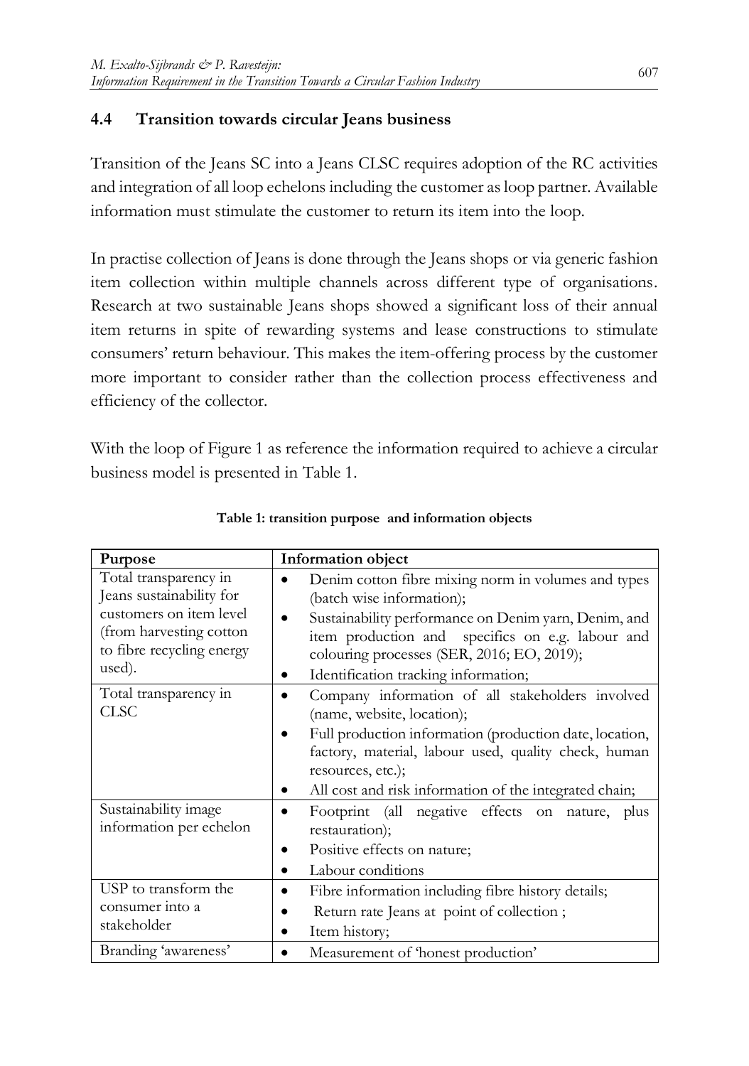## 4.4 Transition towards circular Jeans business

Transition of the Jeans SC into a Jeans CLSC requires adoption of the RC activities and integration of all loop echelons including the customer as loop partner. Available information must stimulate the customer to return its item into the loop.

In practise collection of Jeans is done through the Jeans shops or via generic fashion item collection within multiple channels across different type of organisations. Research at two sustainable Jeans shops showed a significant loss of their annual item returns in spite of rewarding systems and lease constructions to stimulate consumers' return behaviour. This makes the item-offering process by the customer more important to consider rather than the collection process effectiveness and efficiency of the collector.

With the loop of Figure 1 as reference the information required to achieve a circular business model is presented in Table 1.

**Table 1: transition purpose and information objects**

| Purpose | Information object |
|---|---|
| Total transparency in Jeans sustainability for customers on item level (from harvesting cotton to fibre recycling energy used). | • Denim cotton fibre mixing norm in volumes and types (batch wise information);<br>• Sustainability performance on Denim yarn, Denim, and item production and specifics on e.g. labour and colouring processes (SER, 2016; EO, 2019);<br>• Identification tracking information; |
| Total transparency in CLSC | • Company information of all stakeholders involved (name, website, location);<br>• Full production information (production date, location, factory, material, labour used, quality check, human resources, etc.);<br>• All cost and risk information of the integrated chain; |
| Sustainability image information per echelon | • Footprint (all negative effects on nature, plus restauration);<br>• Positive effects on nature;<br>• Labour conditions |
| USP to transform the consumer into a stakeholder | • Fibre information including fibre history details;<br>• Return rate Jeans at point of collection ;<br>• Item history; |
| Branding 'awareness' | • Measurement of 'honest production' |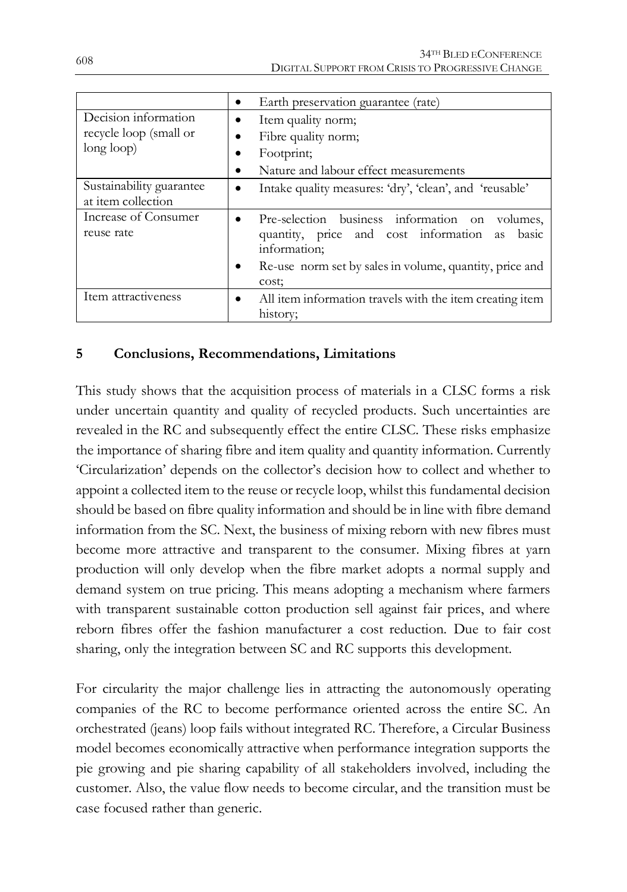| | |
|---|---|
| | • Earth preservation guarantee (rate) |
| Decision information recycle loop (small or long loop) | • Item quality norm;<br>• Fibre quality norm;<br>• Footprint;<br>• Nature and labour effect measurements |
| Sustainability guarantee at item collection | • Intake quality measures: 'dry', 'clean', and 'reusable' |
| Increase of Consumer reuse rate | • Pre-selection business information on volumes, quantity, price and cost information as basic information;<br>• Re-use norm set by sales in volume, quantity, price and cost; |
| Item attractiveness | • All item information travels with the item creating item history; |

## 5 Conclusions, Recommendations, Limitations

This study shows that the acquisition process of materials in a CLSC forms a risk under uncertain quantity and quality of recycled products. Such uncertainties are revealed in the RC and subsequently effect the entire CLSC. These risks emphasize the importance of sharing fibre and item quality and quantity information. Currently 'Circularization' depends on the collector's decision how to collect and whether to appoint a collected item to the reuse or recycle loop, whilst this fundamental decision should be based on fibre quality information and should be in line with fibre demand information from the SC. Next, the business of mixing reborn with new fibres must become more attractive and transparent to the consumer. Mixing fibres at yarn production will only develop when the fibre market adopts a normal supply and demand system on true pricing. This means adopting a mechanism where farmers with transparent sustainable cotton production sell against fair prices, and where reborn fibres offer the fashion manufacturer a cost reduction. Due to fair cost sharing, only the integration between SC and RC supports this development.

For circularity the major challenge lies in attracting the autonomously operating companies of the RC to become performance oriented across the entire SC. An orchestrated (jeans) loop fails without integrated RC. Therefore, a Circular Business model becomes economically attractive when performance integration supports the pie growing and pie sharing capability of all stakeholders involved, including the customer. Also, the value flow needs to become circular, and the transition must be case focused rather than generic.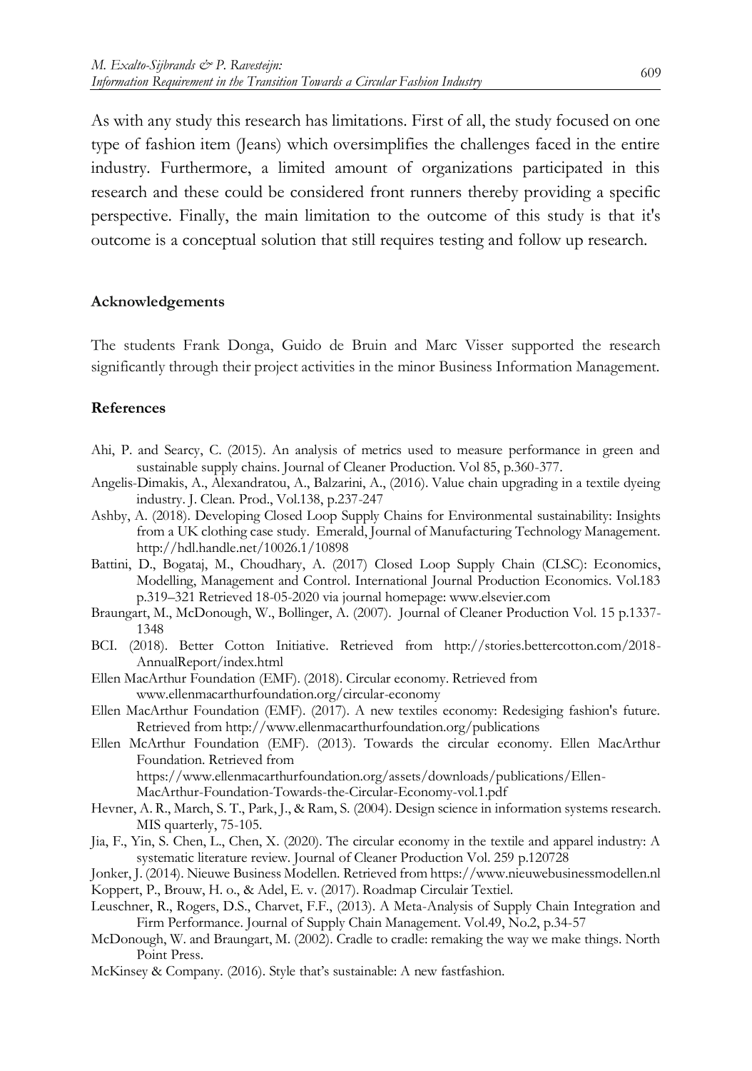As with any study this research has limitations. First of all, the study focused on one type of fashion item (Jeans) which oversimplifies the challenges faced in the entire industry. Furthermore, a limited amount of organizations participated in this research and these could be considered front runners thereby providing a specific perspective. Finally, the main limitation to the outcome of this study is that it's outcome is a conceptual solution that still requires testing and follow up research.

**Acknowledgements**

The students Frank Donga, Guido de Bruin and Marc Visser supported the research significantly through their project activities in the minor Business Information Management.

**References**

Ahi, P. and Searcy, C. (2015). An analysis of metrics used to measure performance in green and sustainable supply chains. Journal of Cleaner Production. Vol 85, p.360-377.

Angelis-Dimakis, A., Alexandratou, A., Balzarini, A., (2016). Value chain upgrading in a textile dyeing industry. J. Clean. Prod., Vol.138, p.237-247

Ashby, A. (2018). Developing Closed Loop Supply Chains for Environmental sustainability: Insights from a UK clothing case study. Emerald, Journal of Manufacturing Technology Management. http://hdl.handle.net/10026.1/10898

Battini, D., Bogataj, M., Choudhary, A. (2017) Closed Loop Supply Chain (CLSC): Economics, Modelling, Management and Control. International Journal Production Economics. Vol.183 p.319–321 Retrieved 18-05-2020 via journal homepage: www.elsevier.com

Braungart, M., McDonough, W., Bollinger, A. (2007). Journal of Cleaner Production Vol. 15 p.1337-1348

BCI. (2018). Better Cotton Initiative. Retrieved from http://stories.bettercotton.com/2018-AnnualReport/index.html

Ellen MacArthur Foundation (EMF). (2018). Circular economy. Retrieved from www.ellenmacarthurfoundation.org/circular-economy

Ellen MacArthur Foundation (EMF). (2017). A new textiles economy: Redesiging fashion's future. Retrieved from http://www.ellenmacarthurfoundation.org/publications

Ellen McArthur Foundation (EMF). (2013). Towards the circular economy. Ellen MacArthur Foundation. Retrieved from https://www.ellenmacarthurfoundation.org/assets/downloads/publications/Ellen-MacArthur-Foundation-Towards-the-Circular-Economy-vol.1.pdf

Hevner, A. R., March, S. T., Park, J., & Ram, S. (2004). Design science in information systems research. MIS quarterly, 75-105.

Jia, F., Yin, S. Chen, L., Chen, X. (2020). The circular economy in the textile and apparel industry: A systematic literature review. Journal of Cleaner Production Vol. 259 p.120728

Jonker, J. (2014). Nieuwe Business Modellen. Retrieved from https://www.nieuwebusinessmodellen.nl

Koppert, P., Brouw, H. o., & Adel, E. v. (2017). Roadmap Circulair Textiel.

Leuschner, R., Rogers, D.S., Charvet, F.F., (2013). A Meta-Analysis of Supply Chain Integration and Firm Performance. Journal of Supply Chain Management. Vol.49, No.2, p.34-57

McDonough, W. and Braungart, M. (2002). Cradle to cradle: remaking the way we make things. North Point Press.

McKinsey & Company. (2016). Style that's sustainable: A new fastfashion.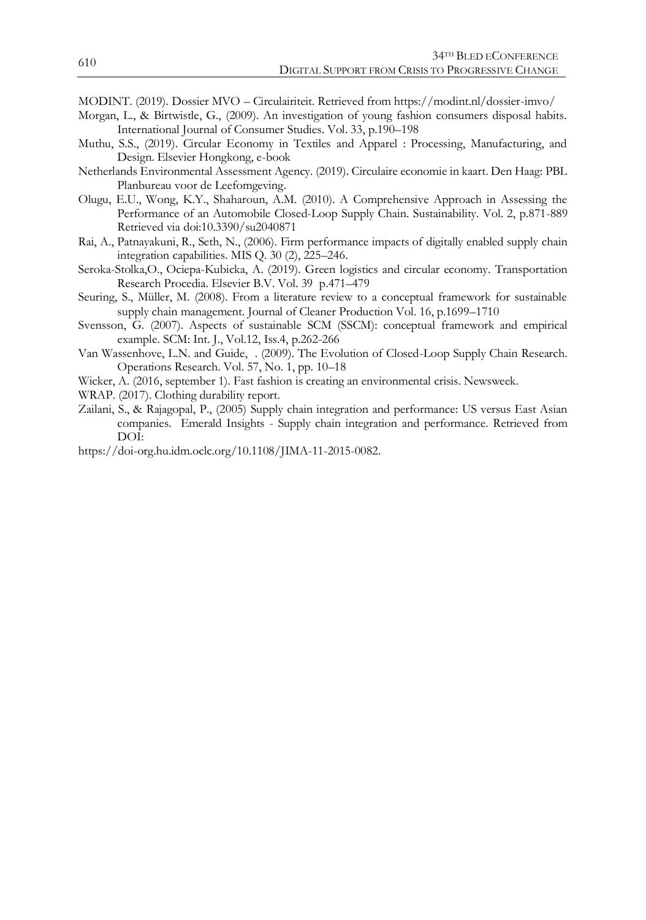MODINT. (2019). Dossier MVO – Circulairiteit. Retrieved from https://modint.nl/dossier-imvo/

Morgan, L., & Birtwistle, G., (2009). An investigation of young fashion consumers disposal habits. International Journal of Consumer Studies. Vol. 33, p.190–198

Muthu, S.S., (2019). Circular Economy in Textiles and Apparel : Processing, Manufacturing, and Design. Elsevier Hongkong, e-book

Netherlands Environmental Assessment Agency. (2019). Circulaire economie in kaart. Den Haag: PBL Planbureau voor de Leefomgeving.

Olugu, E.U., Wong, K.Y., Shaharoun, A.M. (2010). A Comprehensive Approach in Assessing the Performance of an Automobile Closed-Loop Supply Chain. Sustainability. Vol. 2, p.871-889 Retrieved via doi:10.3390/su2040871

Rai, A., Patnayakuni, R., Seth, N., (2006). Firm performance impacts of digitally enabled supply chain integration capabilities. MIS Q. 30 (2), 225–246.

Seroka-Stolka,O., Ociepa-Kubicka, A. (2019). Green logistics and circular economy. Transportation Research Procedia. Elsevier B.V. Vol. 39 p.471–479

Seuring, S., Müller, M. (2008). From a literature review to a conceptual framework for sustainable supply chain management. Journal of Cleaner Production Vol. 16, p.1699–1710

Svensson, G. (2007). Aspects of sustainable SCM (SSCM): conceptual framework and empirical example. SCM: Int. J., Vol.12, Iss.4, p.262-266

Van Wassenhove, L.N. and Guide, . (2009). The Evolution of Closed-Loop Supply Chain Research. Operations Research. Vol. 57, No. 1, pp. 10–18

Wicker, A. (2016, september 1). Fast fashion is creating an environmental crisis. Newsweek.

WRAP. (2017). Clothing durability report.

Zailani, S., & Rajagopal, P., (2005) Supply chain integration and performance: US versus East Asian companies. Emerald Insights - Supply chain integration and performance. Retrieved from DOI:

https://doi-org.hu.idm.oclc.org/10.1108/JIMA-11-2015-0082.